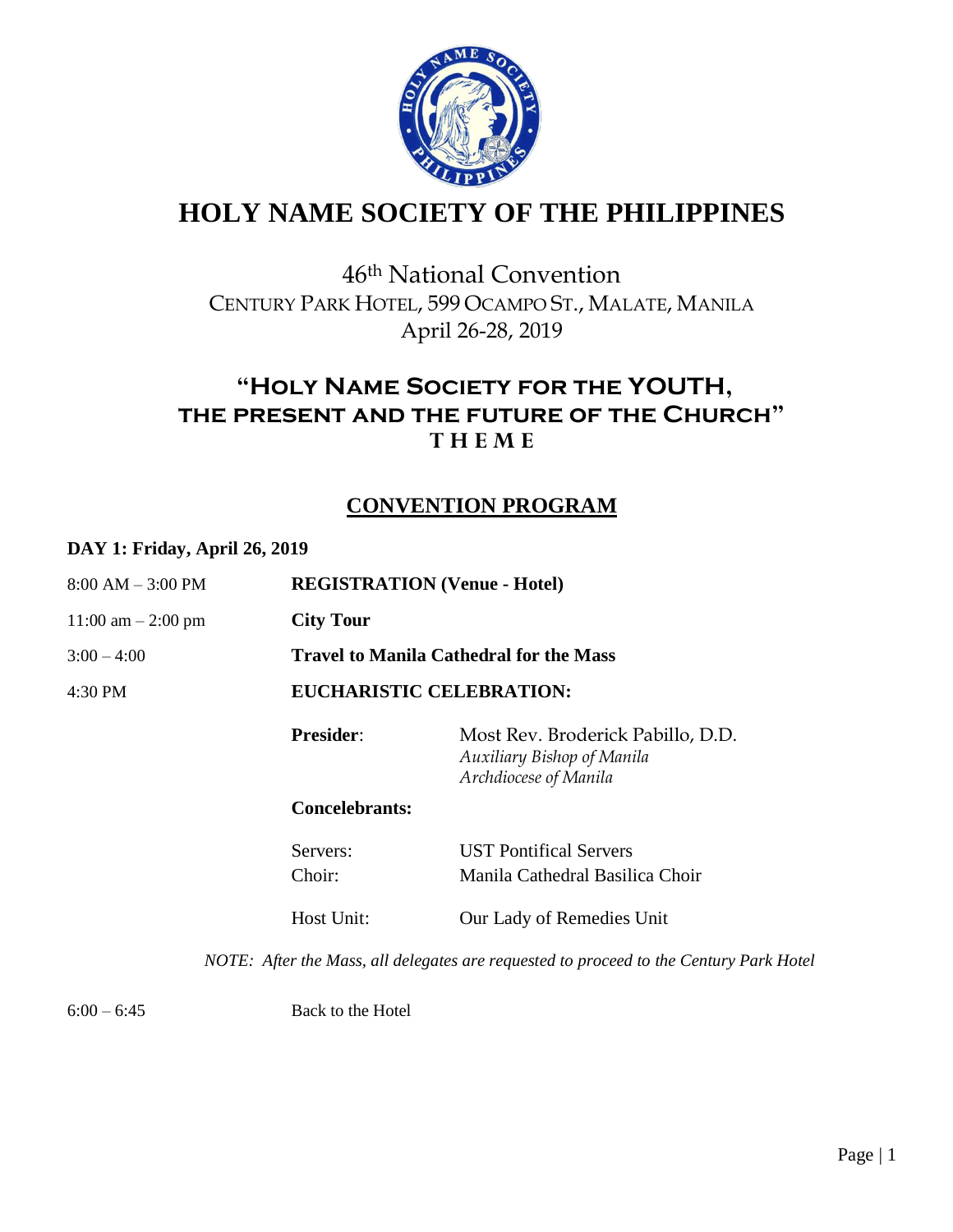# HOLY NAME SOCIETY OF THE PHILIPPINES

46th National Convention
CENTURY PARK HOTEL, 599 OCAMPO ST., MALATE, MANILA
April 26-28, 2019

## "HOLY NAME SOCIETY FOR THE YOUTH, THE PRESENT AND THE FUTURE OF THE CHURCH"
**T H E M E**

## CONVENTION PROGRAM

**DAY 1: Friday, April 26, 2019**

| | | |
|---|---|---|
| 8:00 AM – 3:00 PM | **REGISTRATION (Venue - Hotel)** | |
| 11:00 am – 2:00 pm | **City Tour** | |
| 3:00 – 4:00 | **Travel to Manila Cathedral for the Mass** | |
| 4:30 PM | **EUCHARISTIC CELEBRATION:** | |
| | **Presider**: | Most Rev. Broderick Pabillo, D.D. *Auxiliary Bishop of Manila* *Archdiocese of Manila* |
| | **Concelebrants:** | |
| | Servers: | UST Pontifical Servers |
| | Choir: | Manila Cathedral Basilica Choir |
| | Host Unit: | Our Lady of Remedies Unit |

*NOTE: After the Mass, all delegates are requested to proceed to the Century Park Hotel*

| | |
|---|---|
| 6:00 – 6:45 | Back to the Hotel |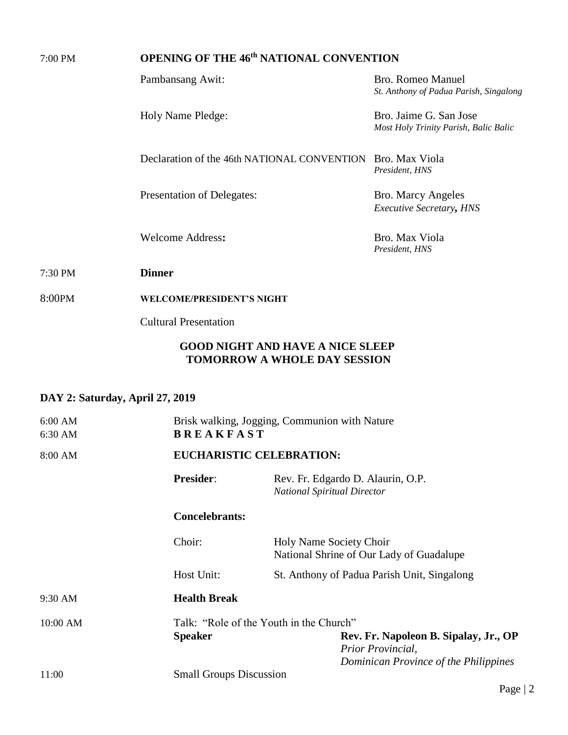| | | |
|---|---|---|
| 7:00 PM | **OPENING OF THE 46th NATIONAL CONVENTION** | |
| | Pambansang Awit: | Bro. Romeo Manuel<br>*St. Anthony of Padua Parish, Singalong* |
| | Holy Name Pledge: | Bro. Jaime G. San Jose<br>*Most Holy Trinity Parish, Balic Balic* |
| | Declaration of the 46th NATIONAL CONVENTION | Bro. Max Viola<br>*President, HNS* |
| | Presentation of Delegates: | Bro. Marcy Angeles<br>*Executive Secretary, HNS* |
| | Welcome Address: | Bro. Max Viola<br>*President, HNS* |
| 7:30 PM | **Dinner** | |
| 8:00PM | **WELCOME/PRESIDENT'S NIGHT** | |
| | Cultural Presentation | |

**GOOD NIGHT AND HAVE A NICE SLEEP**
**TOMORROW A WHOLE DAY SESSION**

**DAY 2: Saturday, April 27, 2019**

| | | |
|---|---|---|
| 6:00 AM | Brisk walking, Jogging, Communion with Nature | |
| 6:30 AM | **B R E A K F A S T** | |
| 8:00 AM | **EUCHARISTIC CELEBRATION:** | |
| | **Presider**: | Rev. Fr. Edgardo D. Alaurin, O.P.<br>*National Spiritual Director* |
| | **Concelebrants:** | |
| | Choir: | Holy Name Society Choir<br>National Shrine of Our Lady of Guadalupe |
| | Host Unit: | St. Anthony of Padua Parish Unit, Singalong |
| 9:30 AM | **Health Break** | |
| 10:00 AM | Talk: "Role of the Youth in the Church" | |
| | **Speaker** | **Rev. Fr. Napoleon B. Sipalay, Jr., OP**<br>*Prior Provincial,*<br>*Dominican Province of the Philippines* |
| 11:00 | Small Groups Discussion | |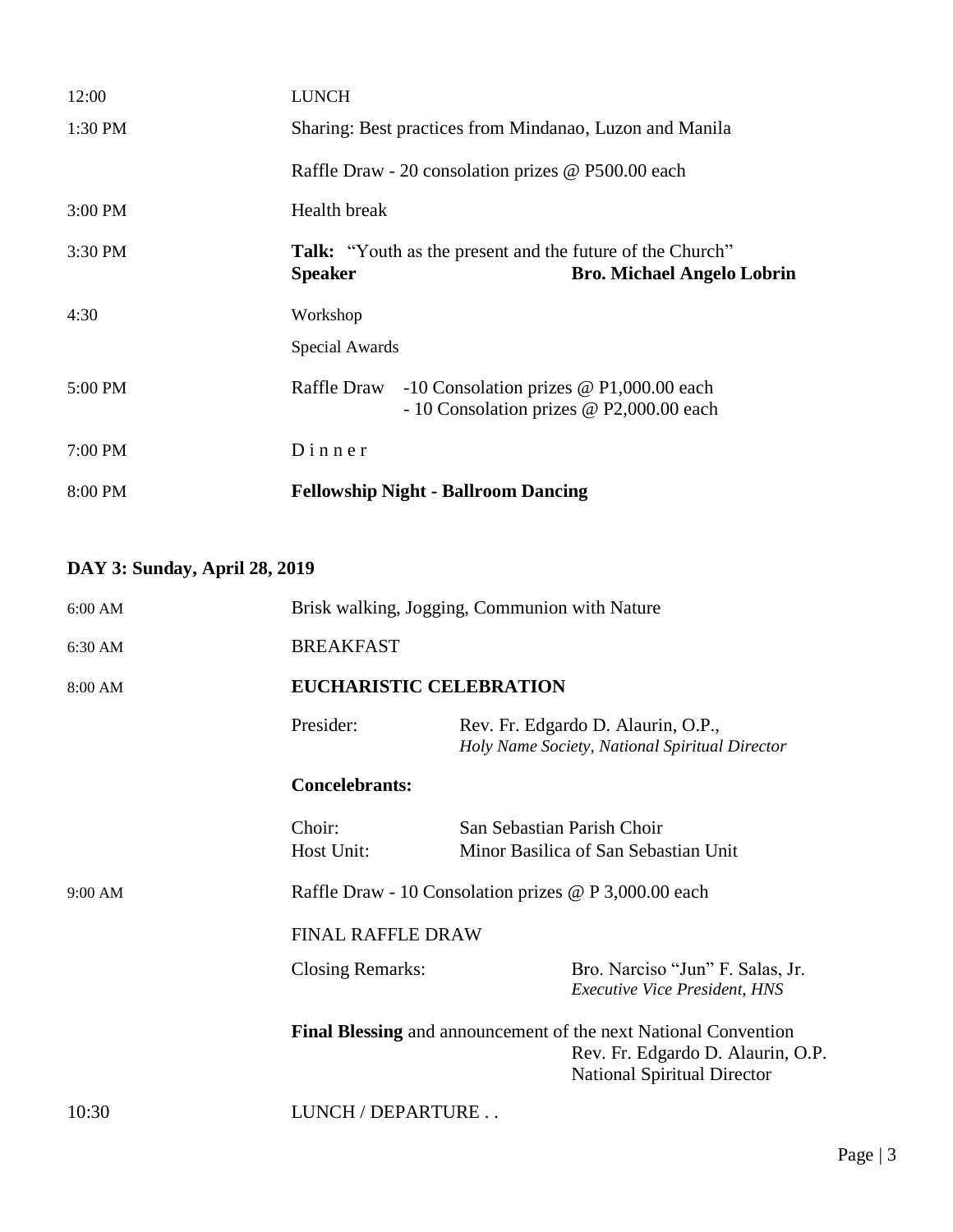| | |
|---|---|
| 12:00 | LUNCH |
| 1:30 PM | Sharing: Best practices from Mindanao, Luzon and Manila |
| | Raffle Draw - 20 consolation prizes @ P500.00 each |
| 3:00 PM | Health break |
| 3:30 PM | **Talk:** "Youth as the present and the future of the Church"<br>**Speaker** **Bro. Michael Angelo Lobrin** |
| 4:30 | Workshop |
| | Special Awards |
| 5:00 PM | Raffle Draw -10 Consolation prizes @ P1,000.00 each<br>- 10 Consolation prizes @ P2,000.00 each |
| 7:00 PM | D i n n e r |
| 8:00 PM | **Fellowship Night - Ballroom Dancing** |

**DAY 3: Sunday, April 28, 2019**

| | | |
|---|---|---|
| 6:00 AM | Brisk walking, Jogging, Communion with Nature | |
| 6:30 AM | BREAKFAST | |
| 8:00 AM | **EUCHARISTIC CELEBRATION** | |
| | Presider: | Rev. Fr. Edgardo D. Alaurin, O.P.,<br>*Holy Name Society, National Spiritual Director* |
| | **Concelebrants:** | |
| | Choir: | San Sebastian Parish Choir |
| | Host Unit: | Minor Basilica of San Sebastian Unit |
| 9:00 AM | Raffle Draw - 10 Consolation prizes @ P 3,000.00 each | |
| | FINAL RAFFLE DRAW | |
| | Closing Remarks: | Bro. Narciso "Jun" F. Salas, Jr.<br>*Executive Vice President, HNS* |
| | **Final Blessing** and announcement of the next National Convention | Rev. Fr. Edgardo D. Alaurin, O.P.<br>National Spiritual Director |
| 10:30 | LUNCH / DEPARTURE . . | |